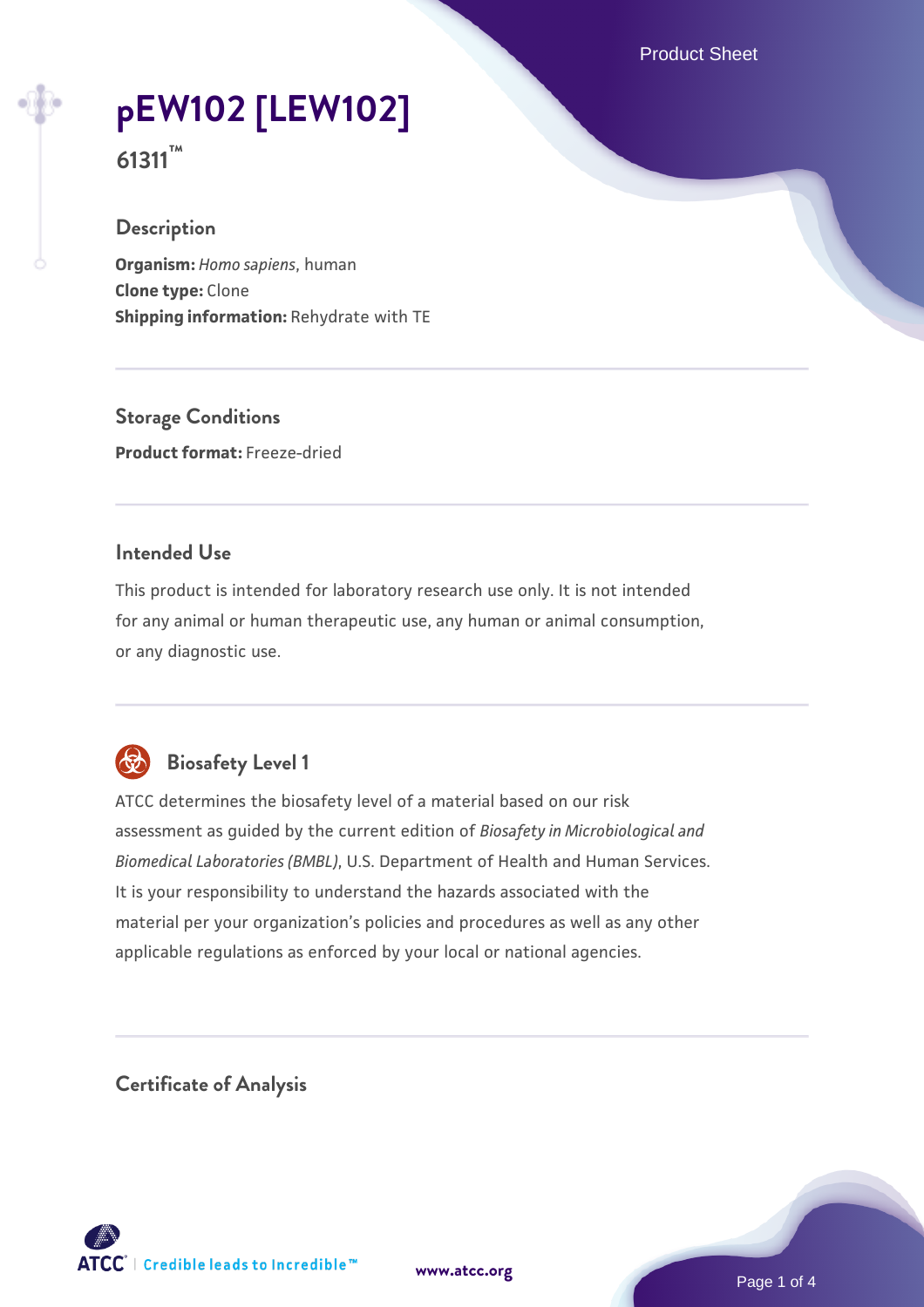# pEW102 [LEW102]

**61311™**

## Description

**Organism:** *Homo sapiens*, human
**Clone type:** Clone
**Shipping information:** Rehydrate with TE

## Storage Conditions

**Product format:** Freeze-dried

## Intended Use

This product is intended for laboratory research use only. It is not intended for any animal or human therapeutic use, any human or animal consumption, or any diagnostic use.

## Biosafety Level 1

ATCC determines the biosafety level of a material based on our risk assessment as guided by the current edition of *Biosafety in Microbiological and Biomedical Laboratories (BMBL)*, U.S. Department of Health and Human Services. It is your responsibility to understand the hazards associated with the material per your organization's policies and procedures as well as any other applicable regulations as enforced by your local or national agencies.

## Certificate of Analysis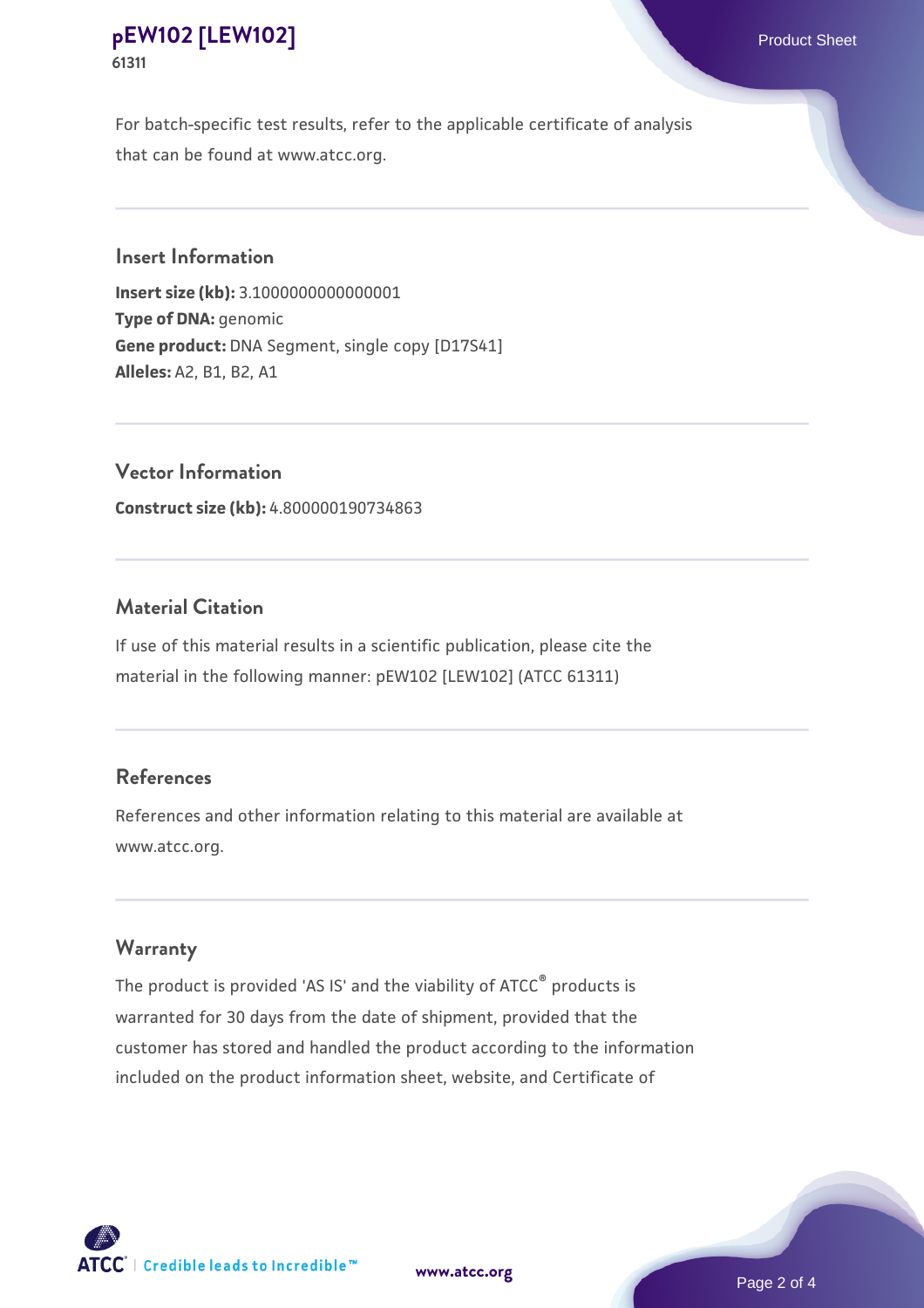For batch-specific test results, refer to the applicable certificate of analysis that can be found at www.atcc.org.

## Insert Information

**Insert size (kb):** 3.1000000000000001
**Type of DNA:** genomic
**Gene product:** DNA Segment, single copy [D17S41]
**Alleles:** A2, B1, B2, A1

## Vector Information

**Construct size (kb):** 4.800000190734863

## Material Citation

If use of this material results in a scientific publication, please cite the material in the following manner: pEW102 [LEW102] (ATCC 61311)

## References

References and other information relating to this material are available at www.atcc.org.

## Warranty

The product is provided 'AS IS' and the viability of ATCC® products is warranted for 30 days from the date of shipment, provided that the customer has stored and handled the product according to the information included on the product information sheet, website, and Certificate of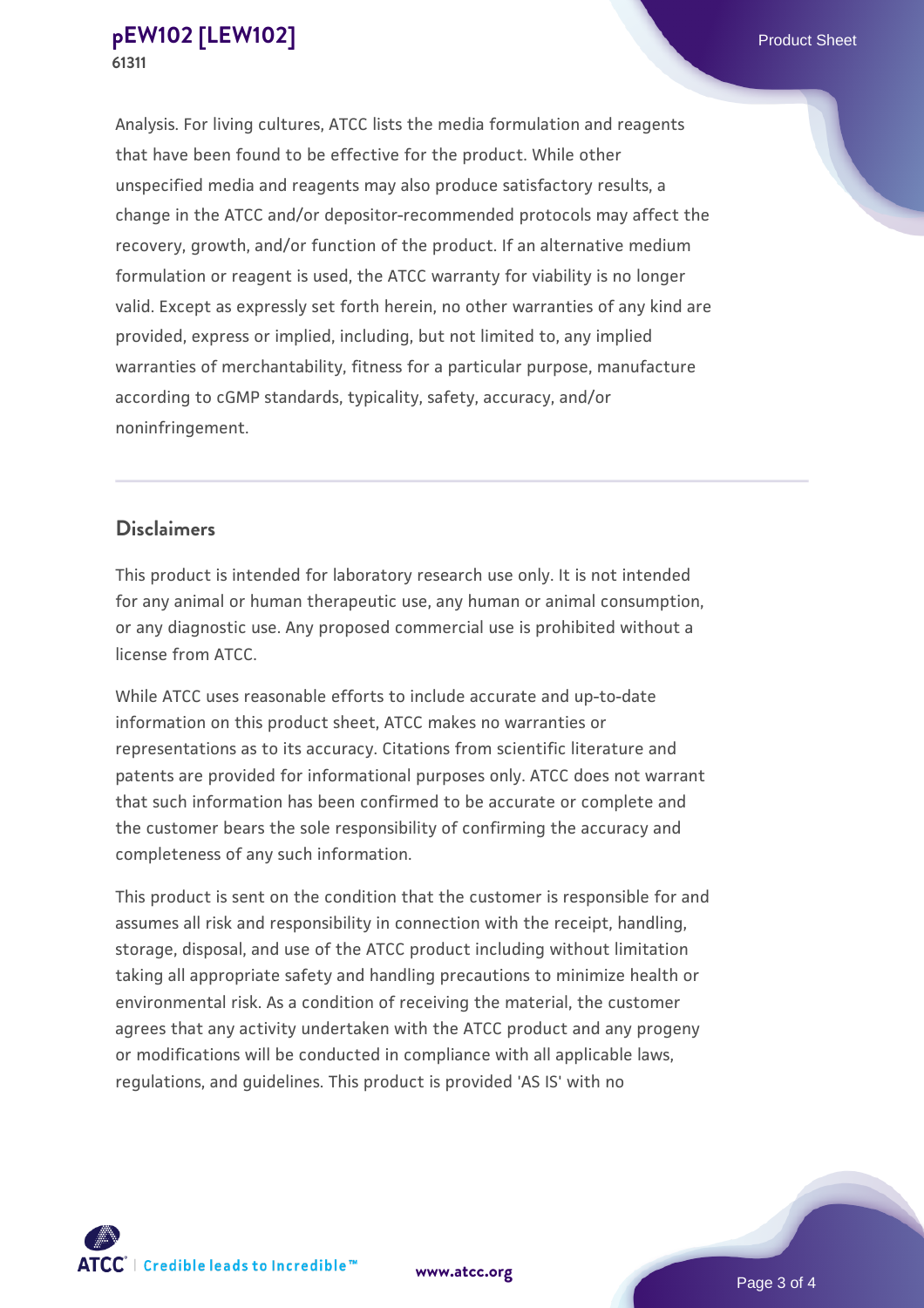Analysis. For living cultures, ATCC lists the media formulation and reagents that have been found to be effective for the product. While other unspecified media and reagents may also produce satisfactory results, a change in the ATCC and/or depositor-recommended protocols may affect the recovery, growth, and/or function of the product. If an alternative medium formulation or reagent is used, the ATCC warranty for viability is no longer valid. Except as expressly set forth herein, no other warranties of any kind are provided, express or implied, including, but not limited to, any implied warranties of merchantability, fitness for a particular purpose, manufacture according to cGMP standards, typicality, safety, accuracy, and/or noninfringement.

## Disclaimers

This product is intended for laboratory research use only. It is not intended for any animal or human therapeutic use, any human or animal consumption, or any diagnostic use. Any proposed commercial use is prohibited without a license from ATCC.

While ATCC uses reasonable efforts to include accurate and up-to-date information on this product sheet, ATCC makes no warranties or representations as to its accuracy. Citations from scientific literature and patents are provided for informational purposes only. ATCC does not warrant that such information has been confirmed to be accurate or complete and the customer bears the sole responsibility of confirming the accuracy and completeness of any such information.

This product is sent on the condition that the customer is responsible for and assumes all risk and responsibility in connection with the receipt, handling, storage, disposal, and use of the ATCC product including without limitation taking all appropriate safety and handling precautions to minimize health or environmental risk. As a condition of receiving the material, the customer agrees that any activity undertaken with the ATCC product and any progeny or modifications will be conducted in compliance with all applicable laws, regulations, and guidelines. This product is provided 'AS IS' with no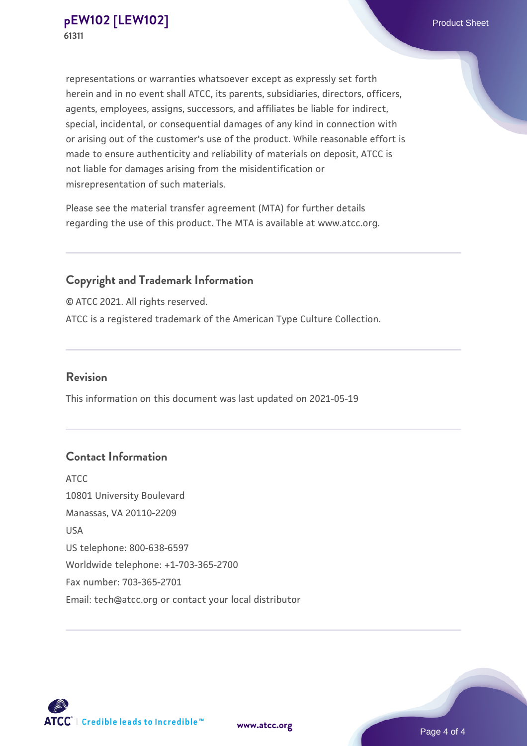representations or warranties whatsoever except as expressly set forth herein and in no event shall ATCC, its parents, subsidiaries, directors, officers, agents, employees, assigns, successors, and affiliates be liable for indirect, special, incidental, or consequential damages of any kind in connection with or arising out of the customer's use of the product. While reasonable effort is made to ensure authenticity and reliability of materials on deposit, ATCC is not liable for damages arising from the misidentification or misrepresentation of such materials.

Please see the material transfer agreement (MTA) for further details regarding the use of this product. The MTA is available at www.atcc.org.

## Copyright and Trademark Information

© ATCC 2021. All rights reserved.

ATCC is a registered trademark of the American Type Culture Collection.

## Revision

This information on this document was last updated on 2021-05-19

## Contact Information

ATCC
10801 University Boulevard
Manassas, VA 20110-2209
USA
US telephone: 800-638-6597
Worldwide telephone: +1-703-365-2700
Fax number: 703-365-2701
Email: tech@atcc.org or contact your local distributor